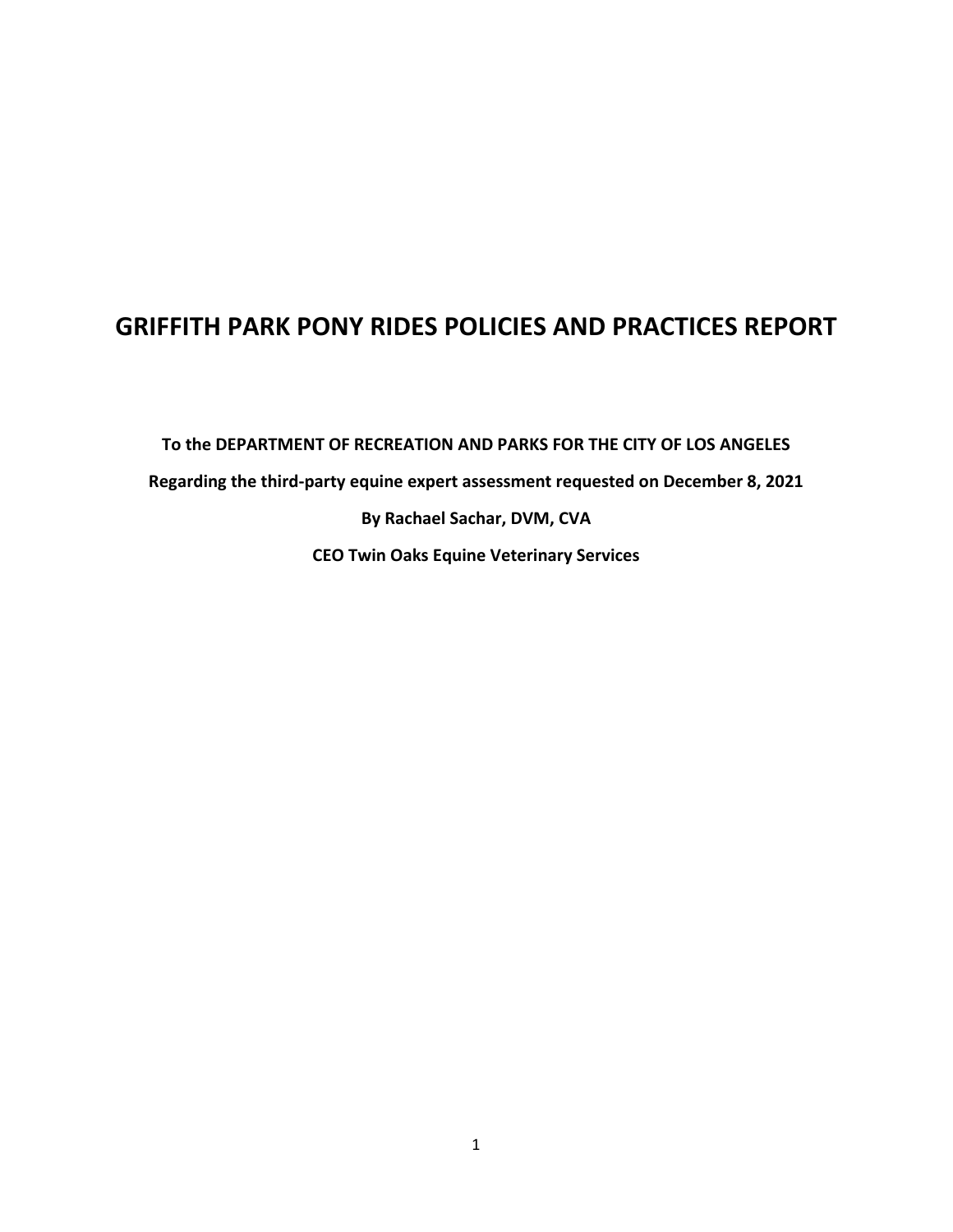# GRIFFITH PARK PONY RIDES POLICIES AND PRACTICES REPORT

**To the DEPARTMENT OF RECREATION AND PARKS FOR THE CITY OF LOS ANGELES**

**Regarding the third-party equine expert assessment requested on December 8, 2021**

**By Rachael Sachar, DVM, CVA**

**CEO Twin Oaks Equine Veterinary Services**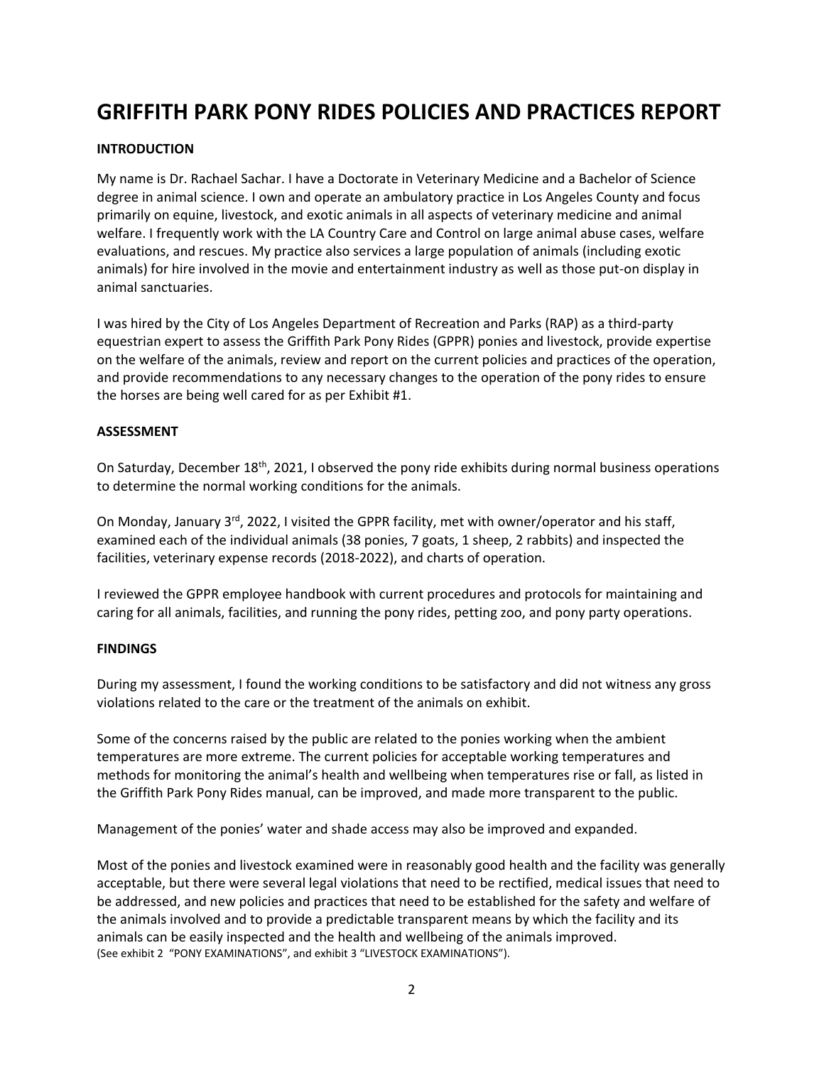# GRIFFITH PARK PONY RIDES POLICIES AND PRACTICES REPORT

**INTRODUCTION**

My name is Dr. Rachael Sachar. I have a Doctorate in Veterinary Medicine and a Bachelor of Science degree in animal science. I own and operate an ambulatory practice in Los Angeles County and focus primarily on equine, livestock, and exotic animals in all aspects of veterinary medicine and animal welfare. I frequently work with the LA Country Care and Control on large animal abuse cases, welfare evaluations, and rescues. My practice also services a large population of animals (including exotic animals) for hire involved in the movie and entertainment industry as well as those put-on display in animal sanctuaries.

I was hired by the City of Los Angeles Department of Recreation and Parks (RAP) as a third-party equestrian expert to assess the Griffith Park Pony Rides (GPPR) ponies and livestock, provide expertise on the welfare of the animals, review and report on the current policies and practices of the operation, and provide recommendations to any necessary changes to the operation of the pony rides to ensure the horses are being well cared for as per Exhibit #1.

**ASSESSMENT**

On Saturday, December 18th, 2021, I observed the pony ride exhibits during normal business operations to determine the normal working conditions for the animals.

On Monday, January 3rd, 2022, I visited the GPPR facility, met with owner/operator and his staff, examined each of the individual animals (38 ponies, 7 goats, 1 sheep, 2 rabbits) and inspected the facilities, veterinary expense records (2018-2022), and charts of operation.

I reviewed the GPPR employee handbook with current procedures and protocols for maintaining and caring for all animals, facilities, and running the pony rides, petting zoo, and pony party operations.

**FINDINGS**

During my assessment, I found the working conditions to be satisfactory and did not witness any gross violations related to the care or the treatment of the animals on exhibit.

Some of the concerns raised by the public are related to the ponies working when the ambient temperatures are more extreme. The current policies for acceptable working temperatures and methods for monitoring the animal's health and wellbeing when temperatures rise or fall, as listed in the Griffith Park Pony Rides manual, can be improved, and made more transparent to the public.

Management of the ponies' water and shade access may also be improved and expanded.

Most of the ponies and livestock examined were in reasonably good health and the facility was generally acceptable, but there were several legal violations that need to be rectified, medical issues that need to be addressed, and new policies and practices that need to be established for the safety and welfare of the animals involved and to provide a predictable transparent means by which the facility and its animals can be easily inspected and the health and wellbeing of the animals improved.
(See exhibit 2 "PONY EXAMINATIONS", and exhibit 3 "LIVESTOCK EXAMINATIONS").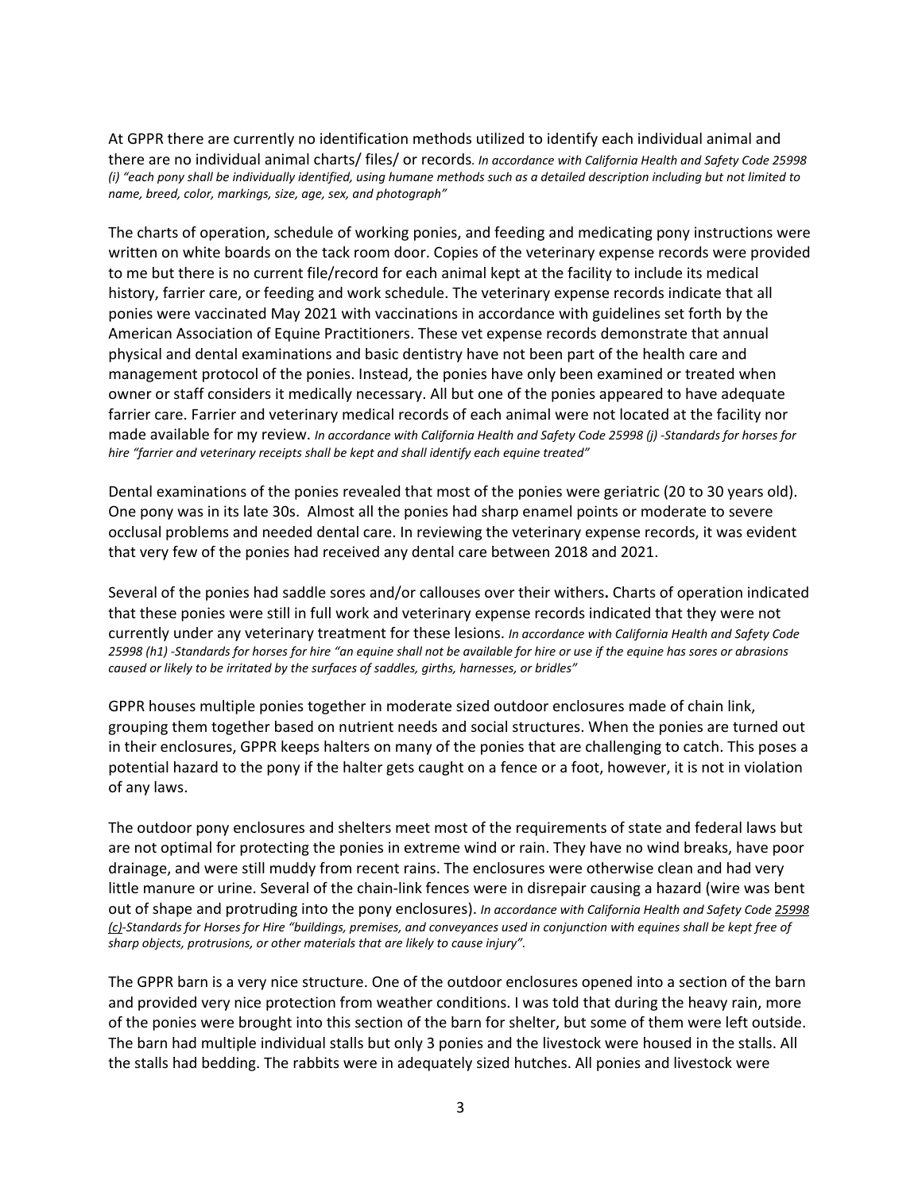At GPPR there are currently no identification methods utilized to identify each individual animal and there are no individual animal charts/ files/ or records. *In accordance with California Health and Safety Code 25998 (i) "each pony shall be individually identified, using humane methods such as a detailed description including but not limited to name, breed, color, markings, size, age, sex, and photograph"*

The charts of operation, schedule of working ponies, and feeding and medicating pony instructions were written on white boards on the tack room door. Copies of the veterinary expense records were provided to me but there is no current file/record for each animal kept at the facility to include its medical history, farrier care, or feeding and work schedule. The veterinary expense records indicate that all ponies were vaccinated May 2021 with vaccinations in accordance with guidelines set forth by the American Association of Equine Practitioners. These vet expense records demonstrate that annual physical and dental examinations and basic dentistry have not been part of the health care and management protocol of the ponies. Instead, the ponies have only been examined or treated when owner or staff considers it medically necessary. All but one of the ponies appeared to have adequate farrier care. Farrier and veterinary medical records of each animal were not located at the facility nor made available for my review. *In accordance with California Health and Safety Code 25998 (j) -Standards for horses for hire "farrier and veterinary receipts shall be kept and shall identify each equine treated"*

Dental examinations of the ponies revealed that most of the ponies were geriatric (20 to 30 years old). One pony was in its late 30s. Almost all the ponies had sharp enamel points or moderate to severe occlusal problems and needed dental care. In reviewing the veterinary expense records, it was evident that very few of the ponies had received any dental care between 2018 and 2021.

Several of the ponies had saddle sores and/or callouses over their withers**.** Charts of operation indicated that these ponies were still in full work and veterinary expense records indicated that they were not currently under any veterinary treatment for these lesions. *In accordance with California Health and Safety Code 25998 (h1) -Standards for horses for hire "an equine shall not be available for hire or use if the equine has sores or abrasions caused or likely to be irritated by the surfaces of saddles, girths, harnesses, or bridles"*

GPPR houses multiple ponies together in moderate sized outdoor enclosures made of chain link, grouping them together based on nutrient needs and social structures. When the ponies are turned out in their enclosures, GPPR keeps halters on many of the ponies that are challenging to catch. This poses a potential hazard to the pony if the halter gets caught on a fence or a foot, however, it is not in violation of any laws.

The outdoor pony enclosures and shelters meet most of the requirements of state and federal laws but are not optimal for protecting the ponies in extreme wind or rain. They have no wind breaks, have poor drainage, and were still muddy from recent rains. The enclosures were otherwise clean and had very little manure or urine. Several of the chain-link fences were in disrepair causing a hazard (wire was bent out of shape and protruding into the pony enclosures). *In accordance with California Health and Safety Code 25998 (c)-Standards for Horses for Hire "buildings, premises, and conveyances used in conjunction with equines shall be kept free of sharp objects, protrusions, or other materials that are likely to cause injury".*

The GPPR barn is a very nice structure. One of the outdoor enclosures opened into a section of the barn and provided very nice protection from weather conditions. I was told that during the heavy rain, more of the ponies were brought into this section of the barn for shelter, but some of them were left outside. The barn had multiple individual stalls but only 3 ponies and the livestock were housed in the stalls. All the stalls had bedding. The rabbits were in adequately sized hutches. All ponies and livestock were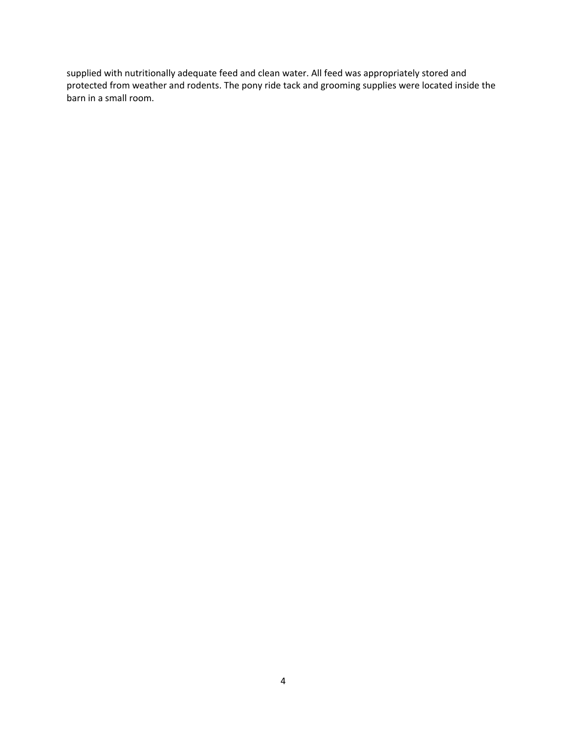supplied with nutritionally adequate feed and clean water. All feed was appropriately stored and protected from weather and rodents. The pony ride tack and grooming supplies were located inside the barn in a small room.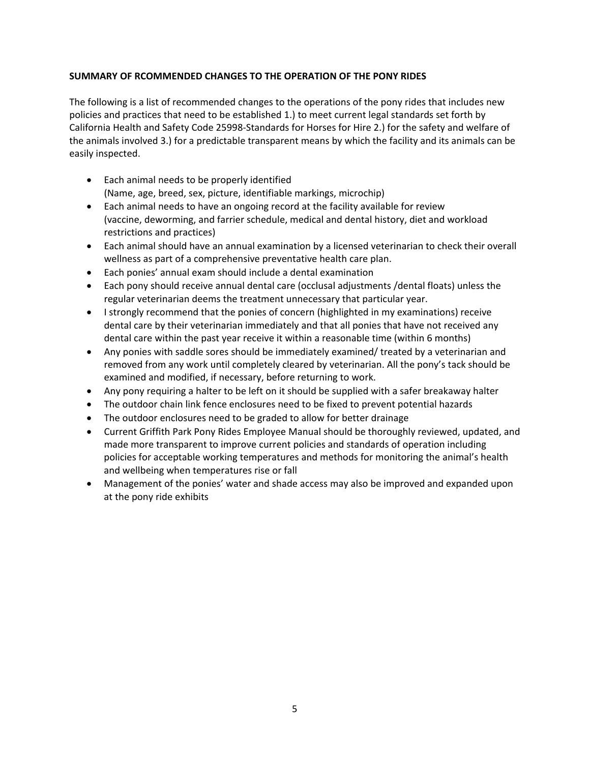**SUMMARY OF RCOMMENDED CHANGES TO THE OPERATION OF THE PONY RIDES**

The following is a list of recommended changes to the operations of the pony rides that includes new policies and practices that need to be established 1.) to meet current legal standards set forth by California Health and Safety Code 25998-Standards for Horses for Hire 2.) for the safety and welfare of the animals involved 3.) for a predictable transparent means by which the facility and its animals can be easily inspected.

- Each animal needs to be properly identified (Name, age, breed, sex, picture, identifiable markings, microchip)
- Each animal needs to have an ongoing record at the facility available for review (vaccine, deworming, and farrier schedule, medical and dental history, diet and workload restrictions and practices)
- Each animal should have an annual examination by a licensed veterinarian to check their overall wellness as part of a comprehensive preventative health care plan.
- Each ponies' annual exam should include a dental examination
- Each pony should receive annual dental care (occlusal adjustments /dental floats) unless the regular veterinarian deems the treatment unnecessary that particular year.
- I strongly recommend that the ponies of concern (highlighted in my examinations) receive dental care by their veterinarian immediately and that all ponies that have not received any dental care within the past year receive it within a reasonable time (within 6 months)
- Any ponies with saddle sores should be immediately examined/ treated by a veterinarian and removed from any work until completely cleared by veterinarian. All the pony's tack should be examined and modified, if necessary, before returning to work.
- Any pony requiring a halter to be left on it should be supplied with a safer breakaway halter
- The outdoor chain link fence enclosures need to be fixed to prevent potential hazards
- The outdoor enclosures need to be graded to allow for better drainage
- Current Griffith Park Pony Rides Employee Manual should be thoroughly reviewed, updated, and made more transparent to improve current policies and standards of operation including policies for acceptable working temperatures and methods for monitoring the animal's health and wellbeing when temperatures rise or fall
- Management of the ponies' water and shade access may also be improved and expanded upon at the pony ride exhibits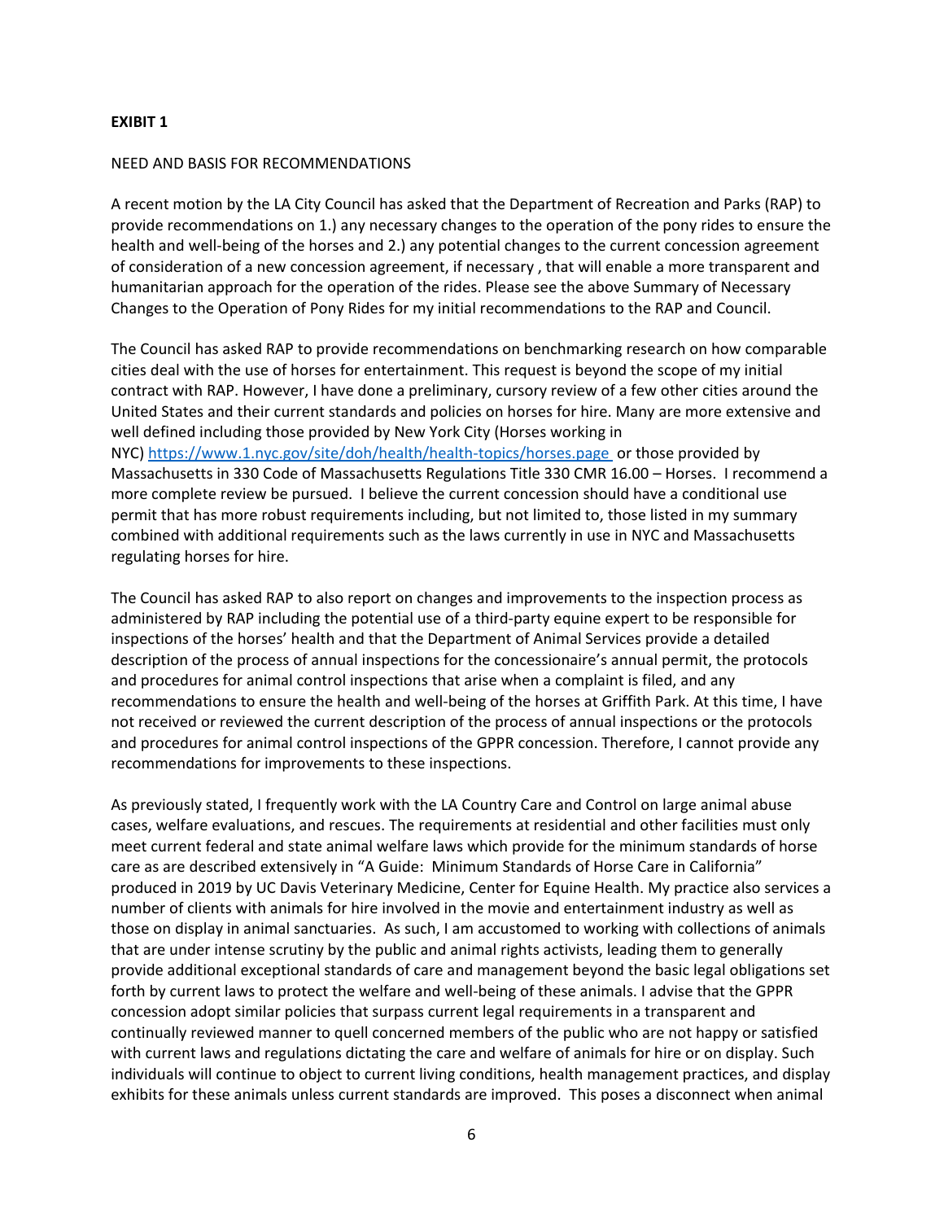**EXIBIT 1**

NEED AND BASIS FOR RECOMMENDATIONS

A recent motion by the LA City Council has asked that the Department of Recreation and Parks (RAP) to provide recommendations on 1.) any necessary changes to the operation of the pony rides to ensure the health and well-being of the horses and 2.) any potential changes to the current concession agreement of consideration of a new concession agreement, if necessary , that will enable a more transparent and humanitarian approach for the operation of the rides. Please see the above Summary of Necessary Changes to the Operation of Pony Rides for my initial recommendations to the RAP and Council.

The Council has asked RAP to provide recommendations on benchmarking research on how comparable cities deal with the use of horses for entertainment. This request is beyond the scope of my initial contract with RAP. However, I have done a preliminary, cursory review of a few other cities around the United States and their current standards and policies on horses for hire. Many are more extensive and well defined including those provided by New York City (Horses working in NYC) [https://www.1.nyc.gov/site/doh/health/health-topics/horses.page](https://www.1.nyc.gov/site/doh/health/health-topics/horses.page) or those provided by Massachusetts in 330 Code of Massachusetts Regulations Title 330 CMR 16.00 – Horses. I recommend a more complete review be pursued. I believe the current concession should have a conditional use permit that has more robust requirements including, but not limited to, those listed in my summary combined with additional requirements such as the laws currently in use in NYC and Massachusetts regulating horses for hire.

The Council has asked RAP to also report on changes and improvements to the inspection process as administered by RAP including the potential use of a third-party equine expert to be responsible for inspections of the horses' health and that the Department of Animal Services provide a detailed description of the process of annual inspections for the concessionaire's annual permit, the protocols and procedures for animal control inspections that arise when a complaint is filed, and any recommendations to ensure the health and well-being of the horses at Griffith Park. At this time, I have not received or reviewed the current description of the process of annual inspections or the protocols and procedures for animal control inspections of the GPPR concession. Therefore, I cannot provide any recommendations for improvements to these inspections.

As previously stated, I frequently work with the LA Country Care and Control on large animal abuse cases, welfare evaluations, and rescues. The requirements at residential and other facilities must only meet current federal and state animal welfare laws which provide for the minimum standards of horse care as are described extensively in "A Guide: Minimum Standards of Horse Care in California" produced in 2019 by UC Davis Veterinary Medicine, Center for Equine Health. My practice also services a number of clients with animals for hire involved in the movie and entertainment industry as well as those on display in animal sanctuaries. As such, I am accustomed to working with collections of animals that are under intense scrutiny by the public and animal rights activists, leading them to generally provide additional exceptional standards of care and management beyond the basic legal obligations set forth by current laws to protect the welfare and well-being of these animals. I advise that the GPPR concession adopt similar policies that surpass current legal requirements in a transparent and continually reviewed manner to quell concerned members of the public who are not happy or satisfied with current laws and regulations dictating the care and welfare of animals for hire or on display. Such individuals will continue to object to current living conditions, health management practices, and display exhibits for these animals unless current standards are improved. This poses a disconnect when animal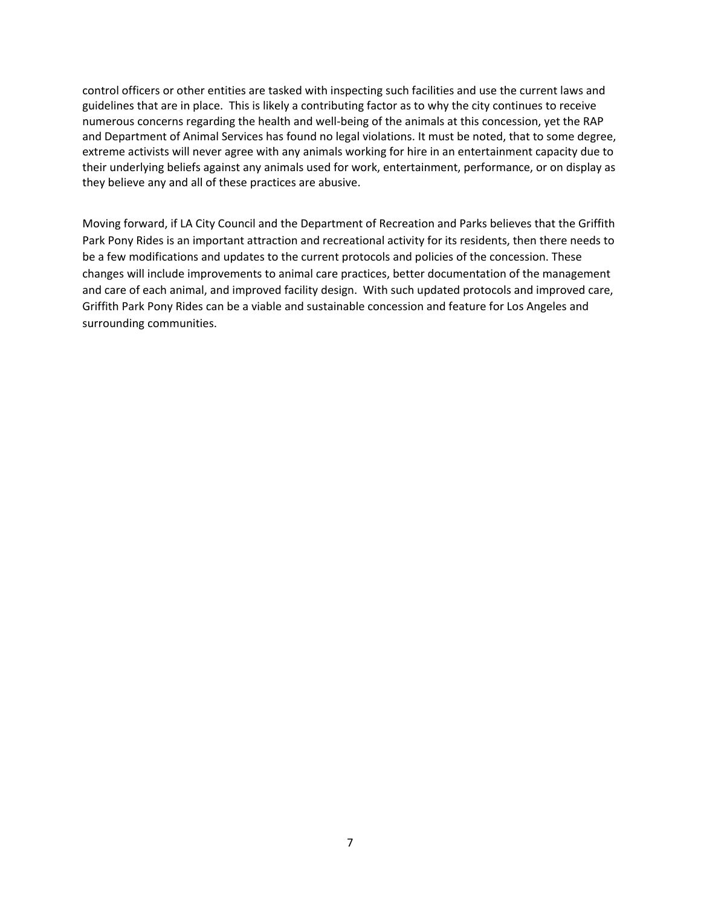control officers or other entities are tasked with inspecting such facilities and use the current laws and guidelines that are in place. This is likely a contributing factor as to why the city continues to receive numerous concerns regarding the health and well-being of the animals at this concession, yet the RAP and Department of Animal Services has found no legal violations. It must be noted, that to some degree, extreme activists will never agree with any animals working for hire in an entertainment capacity due to their underlying beliefs against any animals used for work, entertainment, performance, or on display as they believe any and all of these practices are abusive.

Moving forward, if LA City Council and the Department of Recreation and Parks believes that the Griffith Park Pony Rides is an important attraction and recreational activity for its residents, then there needs to be a few modifications and updates to the current protocols and policies of the concession. These changes will include improvements to animal care practices, better documentation of the management and care of each animal, and improved facility design. With such updated protocols and improved care, Griffith Park Pony Rides can be a viable and sustainable concession and feature for Los Angeles and surrounding communities.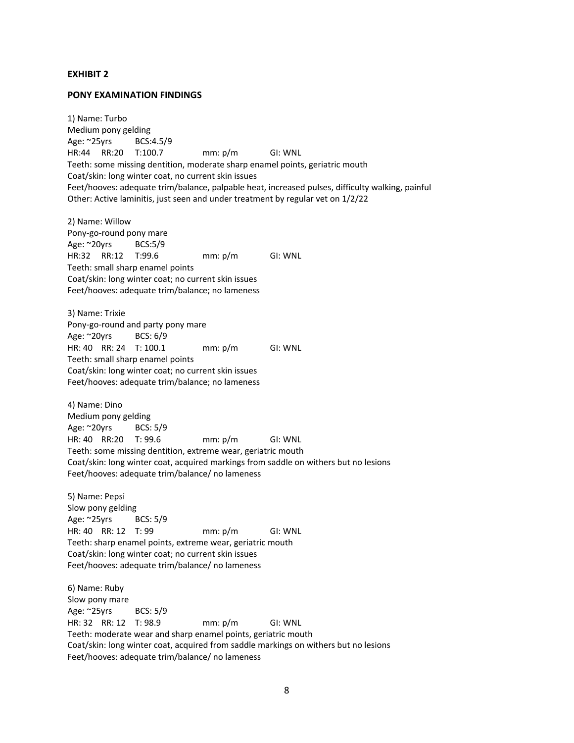**EXHIBIT 2**

**PONY EXAMINATION FINDINGS**

1) Name: Turbo
Medium pony gelding
Age: ~25yrs BCS:4.5/9
HR:44 RR:20 T:100.7 mm: p/m GI: WNL
Teeth: some missing dentition, moderate sharp enamel points, geriatric mouth
Coat/skin: long winter coat, no current skin issues
Feet/hooves: adequate trim/balance, palpable heat, increased pulses, difficulty walking, painful
Other: Active laminitis, just seen and under treatment by regular vet on 1/2/22

2) Name: Willow
Pony-go-round pony mare
Age: ~20yrs BCS:5/9
HR:32 RR:12 T:99.6 mm: p/m GI: WNL
Teeth: small sharp enamel points
Coat/skin: long winter coat; no current skin issues
Feet/hooves: adequate trim/balance; no lameness

3) Name: Trixie
Pony-go-round and party pony mare
Age: ~20yrs BCS: 6/9
HR: 40 RR: 24 T: 100.1 mm: p/m GI: WNL
Teeth: small sharp enamel points
Coat/skin: long winter coat; no current skin issues
Feet/hooves: adequate trim/balance; no lameness

4) Name: Dino
Medium pony gelding
Age: ~20yrs BCS: 5/9
HR: 40 RR:20 T: 99.6 mm: p/m GI: WNL
Teeth: some missing dentition, extreme wear, geriatric mouth
Coat/skin: long winter coat, acquired markings from saddle on withers but no lesions
Feet/hooves: adequate trim/balance/ no lameness

5) Name: Pepsi
Slow pony gelding
Age: ~25yrs BCS: 5/9
HR: 40 RR: 12 T: 99 mm: p/m GI: WNL
Teeth: sharp enamel points, extreme wear, geriatric mouth
Coat/skin: long winter coat; no current skin issues
Feet/hooves: adequate trim/balance/ no lameness

6) Name: Ruby
Slow pony mare
Age: ~25yrs BCS: 5/9
HR: 32 RR: 12 T: 98.9 mm: p/m GI: WNL
Teeth: moderate wear and sharp enamel points, geriatric mouth
Coat/skin: long winter coat, acquired from saddle markings on withers but no lesions
Feet/hooves: adequate trim/balance/ no lameness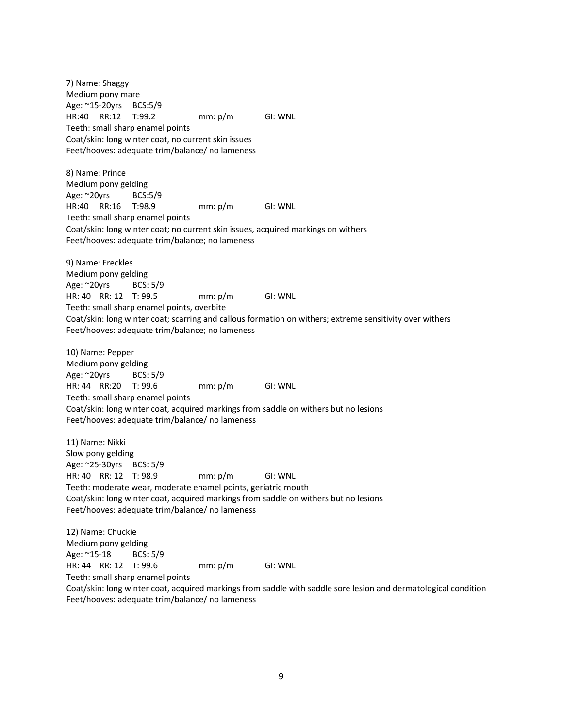7) Name: Shaggy
Medium pony mare
Age: ~15-20yrs BCS:5/9
HR:40 RR:12 T:99.2 mm: p/m GI: WNL
Teeth: small sharp enamel points
Coat/skin: long winter coat, no current skin issues
Feet/hooves: adequate trim/balance/ no lameness

8) Name: Prince
Medium pony gelding
Age: ~20yrs BCS:5/9
HR:40 RR:16 T:98.9 mm: p/m GI: WNL
Teeth: small sharp enamel points
Coat/skin: long winter coat; no current skin issues, acquired markings on withers
Feet/hooves: adequate trim/balance; no lameness

9) Name: Freckles
Medium pony gelding
Age: ~20yrs BCS: 5/9
HR: 40 RR: 12 T: 99.5 mm: p/m GI: WNL
Teeth: small sharp enamel points, overbite
Coat/skin: long winter coat; scarring and callous formation on withers; extreme sensitivity over withers
Feet/hooves: adequate trim/balance; no lameness

10) Name: Pepper
Medium pony gelding
Age: ~20yrs BCS: 5/9
HR: 44 RR:20 T: 99.6 mm: p/m GI: WNL
Teeth: small sharp enamel points
Coat/skin: long winter coat, acquired markings from saddle on withers but no lesions
Feet/hooves: adequate trim/balance/ no lameness

11) Name: Nikki
Slow pony gelding
Age: ~25-30yrs BCS: 5/9
HR: 40 RR: 12 T: 98.9 mm: p/m GI: WNL
Teeth: moderate wear, moderate enamel points, geriatric mouth
Coat/skin: long winter coat, acquired markings from saddle on withers but no lesions
Feet/hooves: adequate trim/balance/ no lameness

12) Name: Chuckie
Medium pony gelding
Age: ~15-18 BCS: 5/9
HR: 44 RR: 12 T: 99.6 mm: p/m GI: WNL
Teeth: small sharp enamel points
Coat/skin: long winter coat, acquired markings from saddle with saddle sore lesion and dermatological condition
Feet/hooves: adequate trim/balance/ no lameness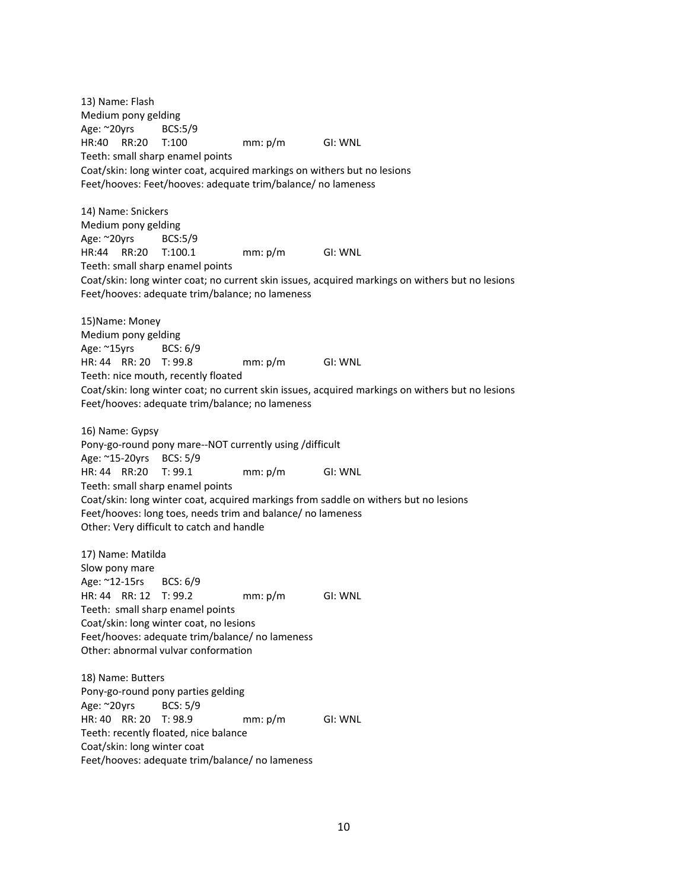13) Name: Flash
Medium pony gelding
Age: ~20yrs BCS:5/9
HR:40 RR:20 T:100 mm: p/m GI: WNL
Teeth: small sharp enamel points
Coat/skin: long winter coat, acquired markings on withers but no lesions
Feet/hooves: Feet/hooves: adequate trim/balance/ no lameness

14) Name: Snickers
Medium pony gelding
Age: ~20yrs BCS:5/9
HR:44 RR:20 T:100.1 mm: p/m GI: WNL
Teeth: small sharp enamel points
Coat/skin: long winter coat; no current skin issues, acquired markings on withers but no lesions
Feet/hooves: adequate trim/balance; no lameness

15)Name: Money
Medium pony gelding
Age: ~15yrs BCS: 6/9
HR: 44 RR: 20 T: 99.8 mm: p/m GI: WNL
Teeth: nice mouth, recently floated
Coat/skin: long winter coat; no current skin issues, acquired markings on withers but no lesions
Feet/hooves: adequate trim/balance; no lameness

16) Name: Gypsy
Pony-go-round pony mare--NOT currently using /difficult
Age: ~15-20yrs BCS: 5/9
HR: 44 RR:20 T: 99.1 mm: p/m GI: WNL
Teeth: small sharp enamel points
Coat/skin: long winter coat, acquired markings from saddle on withers but no lesions
Feet/hooves: long toes, needs trim and balance/ no lameness
Other: Very difficult to catch and handle

17) Name: Matilda
Slow pony mare
Age: ~12-15rs BCS: 6/9
HR: 44 RR: 12 T: 99.2 mm: p/m GI: WNL
Teeth: small sharp enamel points
Coat/skin: long winter coat, no lesions
Feet/hooves: adequate trim/balance/ no lameness
Other: abnormal vulvar conformation

18) Name: Butters
Pony-go-round pony parties gelding
Age: ~20yrs BCS: 5/9
HR: 40 RR: 20 T: 98.9 mm: p/m GI: WNL
Teeth: recently floated, nice balance
Coat/skin: long winter coat
Feet/hooves: adequate trim/balance/ no lameness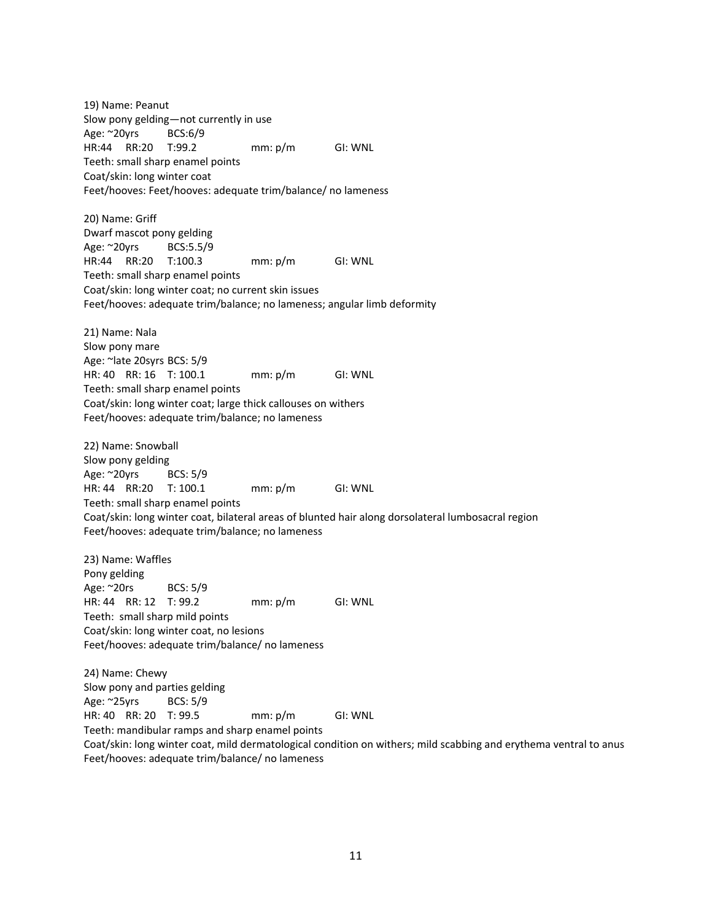19) Name: Peanut
Slow pony gelding—not currently in use
Age: ~20yrs BCS:6/9
HR:44 RR:20 T:99.2 mm: p/m GI: WNL
Teeth: small sharp enamel points
Coat/skin: long winter coat
Feet/hooves: Feet/hooves: adequate trim/balance/ no lameness

20) Name: Griff
Dwarf mascot pony gelding
Age: ~20yrs BCS:5.5/9
HR:44 RR:20 T:100.3 mm: p/m GI: WNL
Teeth: small sharp enamel points
Coat/skin: long winter coat; no current skin issues
Feet/hooves: adequate trim/balance; no lameness; angular limb deformity

21) Name: Nala
Slow pony mare
Age: ~late 20syrs BCS: 5/9
HR: 40 RR: 16 T: 100.1 mm: p/m GI: WNL
Teeth: small sharp enamel points
Coat/skin: long winter coat; large thick callouses on withers
Feet/hooves: adequate trim/balance; no lameness

22) Name: Snowball
Slow pony gelding
Age: ~20yrs BCS: 5/9
HR: 44 RR:20 T: 100.1 mm: p/m GI: WNL
Teeth: small sharp enamel points
Coat/skin: long winter coat, bilateral areas of blunted hair along dorsolateral lumbosacral region
Feet/hooves: adequate trim/balance; no lameness

23) Name: Waffles
Pony gelding
Age: ~20rs BCS: 5/9
HR: 44 RR: 12 T: 99.2 mm: p/m GI: WNL
Teeth: small sharp mild points
Coat/skin: long winter coat, no lesions
Feet/hooves: adequate trim/balance/ no lameness

24) Name: Chewy
Slow pony and parties gelding
Age: ~25yrs BCS: 5/9
HR: 40 RR: 20 T: 99.5 mm: p/m GI: WNL
Teeth: mandibular ramps and sharp enamel points
Coat/skin: long winter coat, mild dermatological condition on withers; mild scabbing and erythema ventral to anus
Feet/hooves: adequate trim/balance/ no lameness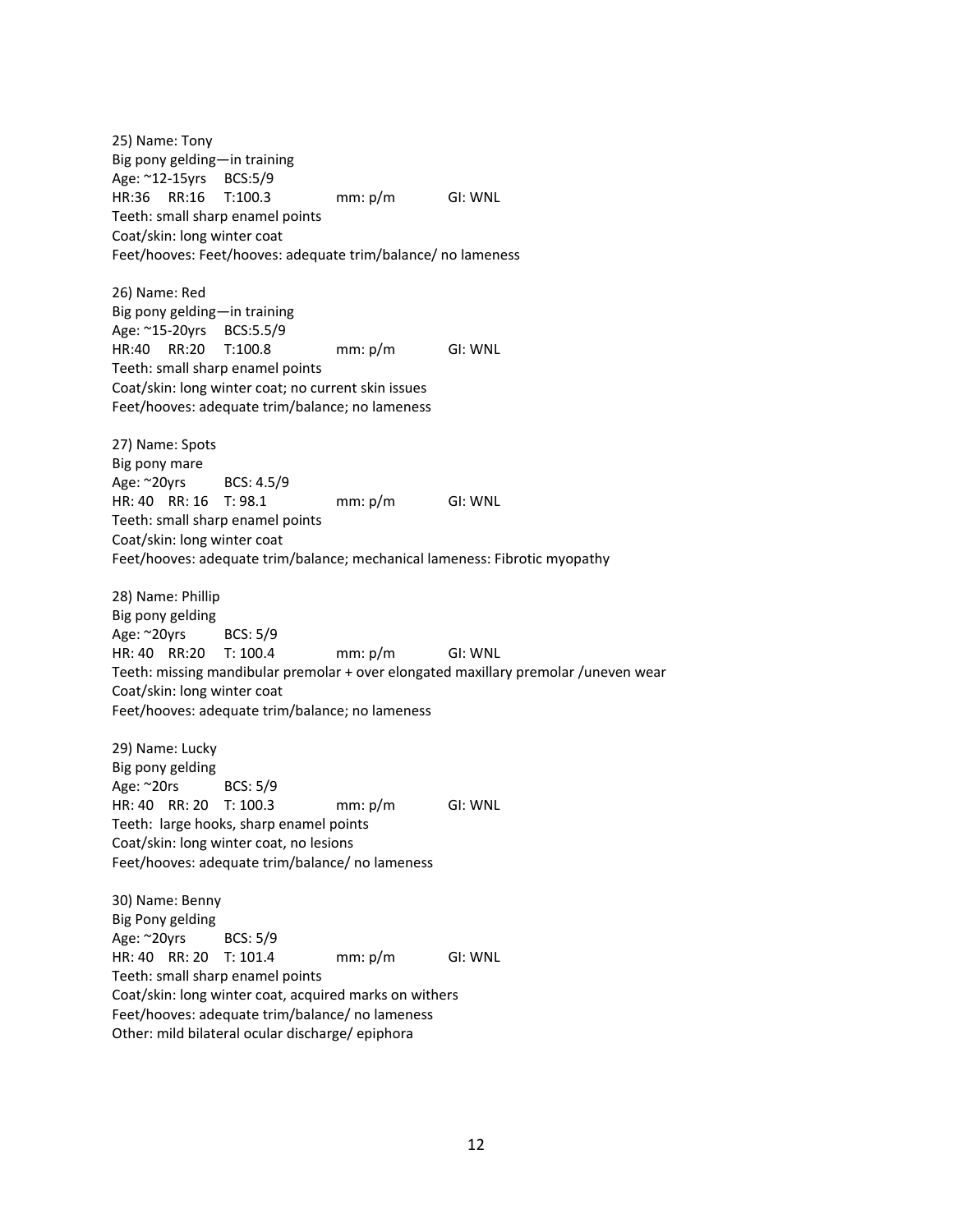25) Name: Tony
Big pony gelding—in training
Age: ~12-15yrs BCS:5/9
HR:36 RR:16 T:100.3 mm: p/m GI: WNL
Teeth: small sharp enamel points
Coat/skin: long winter coat
Feet/hooves: Feet/hooves: adequate trim/balance/ no lameness

26) Name: Red
Big pony gelding—in training
Age: ~15-20yrs BCS:5.5/9
HR:40 RR:20 T:100.8 mm: p/m GI: WNL
Teeth: small sharp enamel points
Coat/skin: long winter coat; no current skin issues
Feet/hooves: adequate trim/balance; no lameness

27) Name: Spots
Big pony mare
Age: ~20yrs BCS: 4.5/9
HR: 40 RR: 16 T: 98.1 mm: p/m GI: WNL
Teeth: small sharp enamel points
Coat/skin: long winter coat
Feet/hooves: adequate trim/balance; mechanical lameness: Fibrotic myopathy

28) Name: Phillip
Big pony gelding
Age: ~20yrs BCS: 5/9
HR: 40 RR:20 T: 100.4 mm: p/m GI: WNL
Teeth: missing mandibular premolar + over elongated maxillary premolar /uneven wear
Coat/skin: long winter coat
Feet/hooves: adequate trim/balance; no lameness

29) Name: Lucky
Big pony gelding
Age: ~20rs BCS: 5/9
HR: 40 RR: 20 T: 100.3 mm: p/m GI: WNL
Teeth: large hooks, sharp enamel points
Coat/skin: long winter coat, no lesions
Feet/hooves: adequate trim/balance/ no lameness

30) Name: Benny
Big Pony gelding
Age: ~20yrs BCS: 5/9
HR: 40 RR: 20 T: 101.4 mm: p/m GI: WNL
Teeth: small sharp enamel points
Coat/skin: long winter coat, acquired marks on withers
Feet/hooves: adequate trim/balance/ no lameness
Other: mild bilateral ocular discharge/ epiphora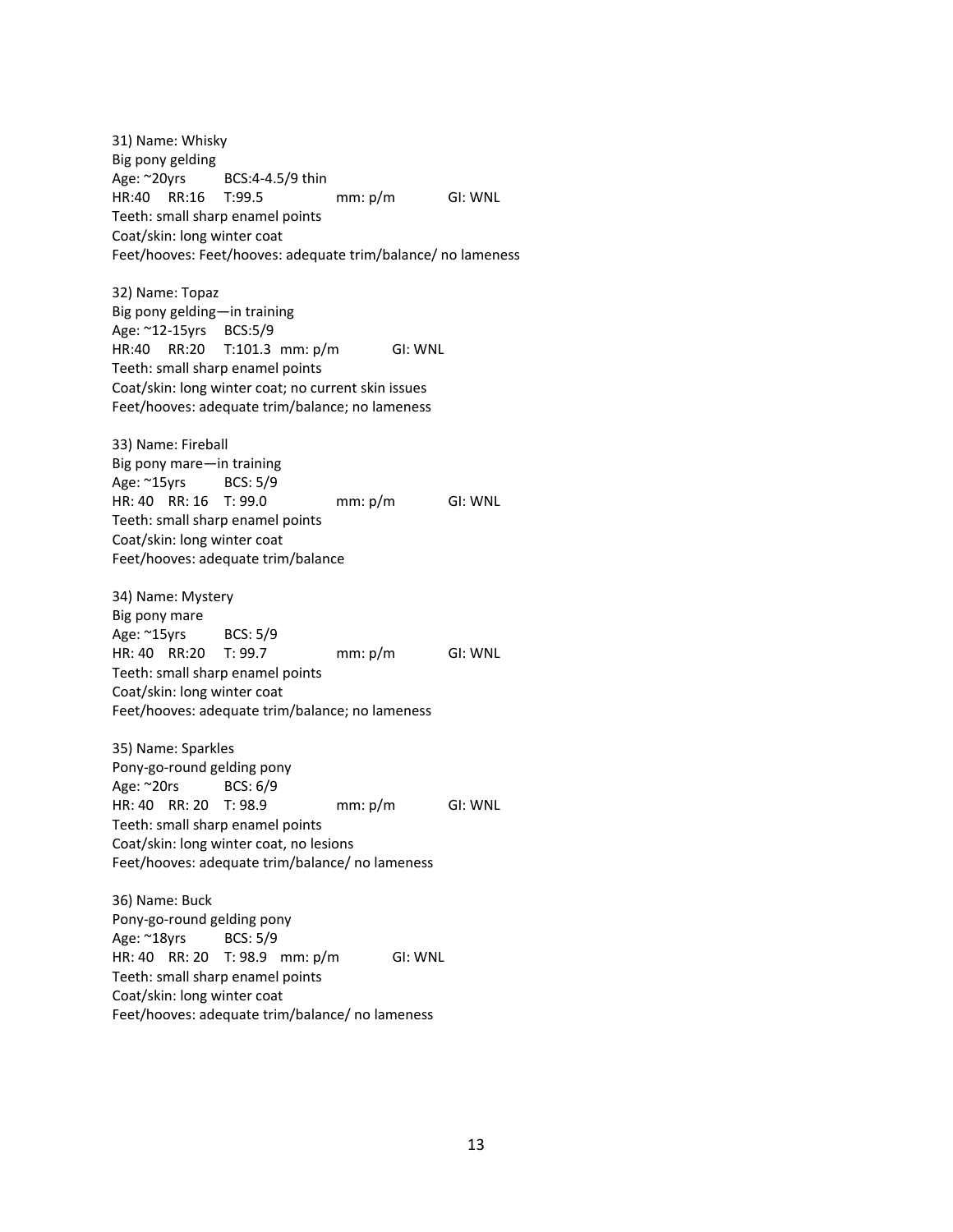31) Name: Whisky
Big pony gelding
Age: ~20yrs BCS:4-4.5/9 thin
HR:40 RR:16 T:99.5 mm: p/m GI: WNL
Teeth: small sharp enamel points
Coat/skin: long winter coat
Feet/hooves: Feet/hooves: adequate trim/balance/ no lameness

32) Name: Topaz
Big pony gelding—in training
Age: ~12-15yrs BCS:5/9
HR:40 RR:20 T:101.3 mm: p/m GI: WNL
Teeth: small sharp enamel points
Coat/skin: long winter coat; no current skin issues
Feet/hooves: adequate trim/balance; no lameness

33) Name: Fireball
Big pony mare—in training
Age: ~15yrs BCS: 5/9
HR: 40 RR: 16 T: 99.0 mm: p/m GI: WNL
Teeth: small sharp enamel points
Coat/skin: long winter coat
Feet/hooves: adequate trim/balance

34) Name: Mystery
Big pony mare
Age: ~15yrs BCS: 5/9
HR: 40 RR:20 T: 99.7 mm: p/m GI: WNL
Teeth: small sharp enamel points
Coat/skin: long winter coat
Feet/hooves: adequate trim/balance; no lameness

35) Name: Sparkles
Pony-go-round gelding pony
Age: ~20rs BCS: 6/9
HR: 40 RR: 20 T: 98.9 mm: p/m GI: WNL
Teeth: small sharp enamel points
Coat/skin: long winter coat, no lesions
Feet/hooves: adequate trim/balance/ no lameness

36) Name: Buck
Pony-go-round gelding pony
Age: ~18yrs BCS: 5/9
HR: 40 RR: 20 T: 98.9 mm: p/m GI: WNL
Teeth: small sharp enamel points
Coat/skin: long winter coat
Feet/hooves: adequate trim/balance/ no lameness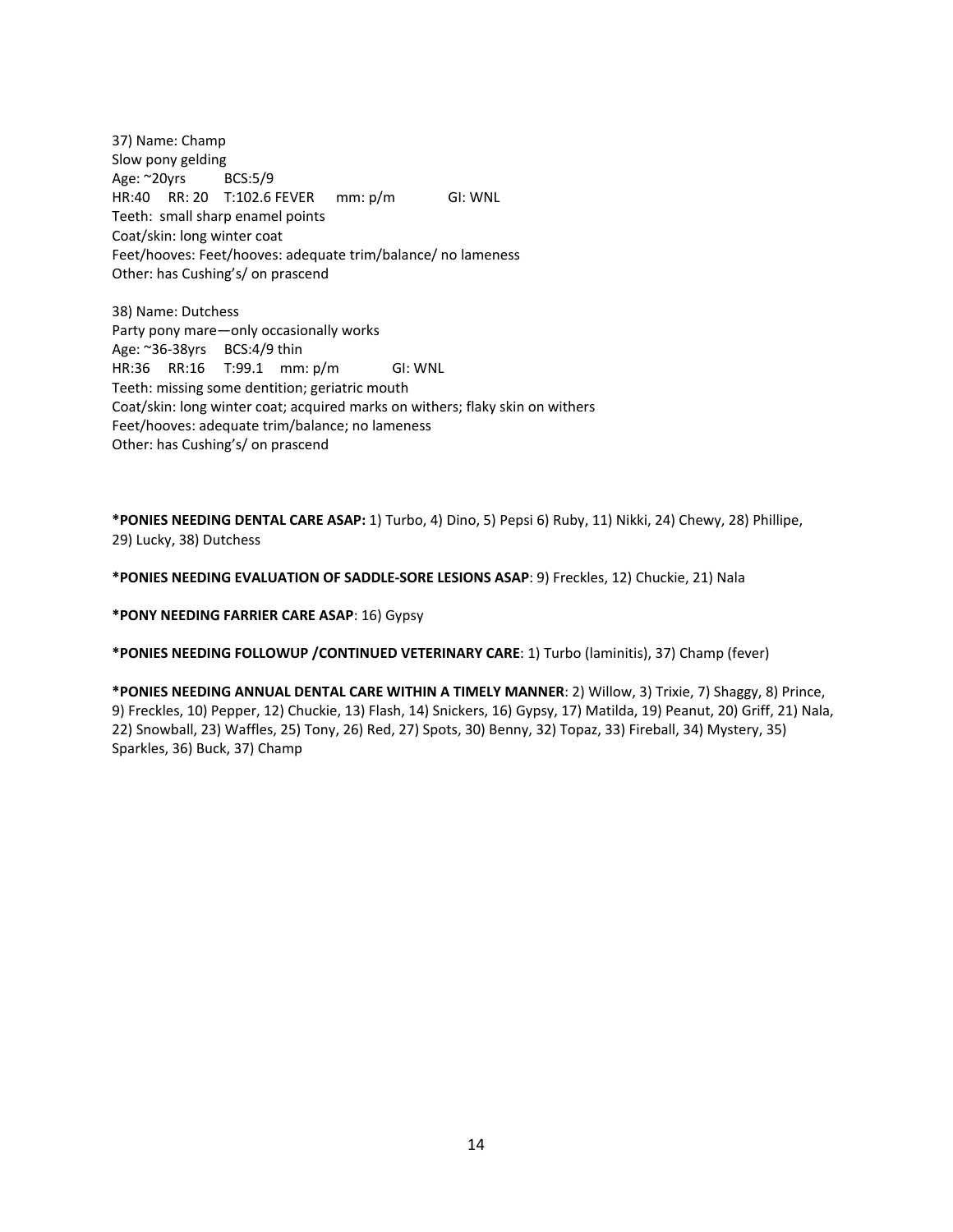37) Name: Champ
Slow pony gelding
Age: ~20yrs BCS:5/9
HR:40 RR: 20 T:102.6 FEVER mm: p/m GI: WNL
Teeth: small sharp enamel points
Coat/skin: long winter coat
Feet/hooves: Feet/hooves: adequate trim/balance/ no lameness
Other: has Cushing's/ on prascend

38) Name: Dutchess
Party pony mare—only occasionally works
Age: ~36-38yrs BCS:4/9 thin
HR:36 RR:16 T:99.1 mm: p/m GI: WNL
Teeth: missing some dentition; geriatric mouth
Coat/skin: long winter coat; acquired marks on withers; flaky skin on withers
Feet/hooves: adequate trim/balance; no lameness
Other: has Cushing's/ on prascend

**\*PONIES NEEDING DENTAL CARE ASAP:** 1) Turbo, 4) Dino, 5) Pepsi 6) Ruby, 11) Nikki, 24) Chewy, 28) Phillipe, 29) Lucky, 38) Dutchess

**\*PONIES NEEDING EVALUATION OF SADDLE-SORE LESIONS ASAP**: 9) Freckles, 12) Chuckie, 21) Nala

**\*PONY NEEDING FARRIER CARE ASAP**: 16) Gypsy

**\*PONIES NEEDING FOLLOWUP /CONTINUED VETERINARY CARE**: 1) Turbo (laminitis), 37) Champ (fever)

**\*PONIES NEEDING ANNUAL DENTAL CARE WITHIN A TIMELY MANNER**: 2) Willow, 3) Trixie, 7) Shaggy, 8) Prince, 9) Freckles, 10) Pepper, 12) Chuckie, 13) Flash, 14) Snickers, 16) Gypsy, 17) Matilda, 19) Peanut, 20) Griff, 21) Nala, 22) Snowball, 23) Waffles, 25) Tony, 26) Red, 27) Spots, 30) Benny, 32) Topaz, 33) Fireball, 34) Mystery, 35) Sparkles, 36) Buck, 37) Champ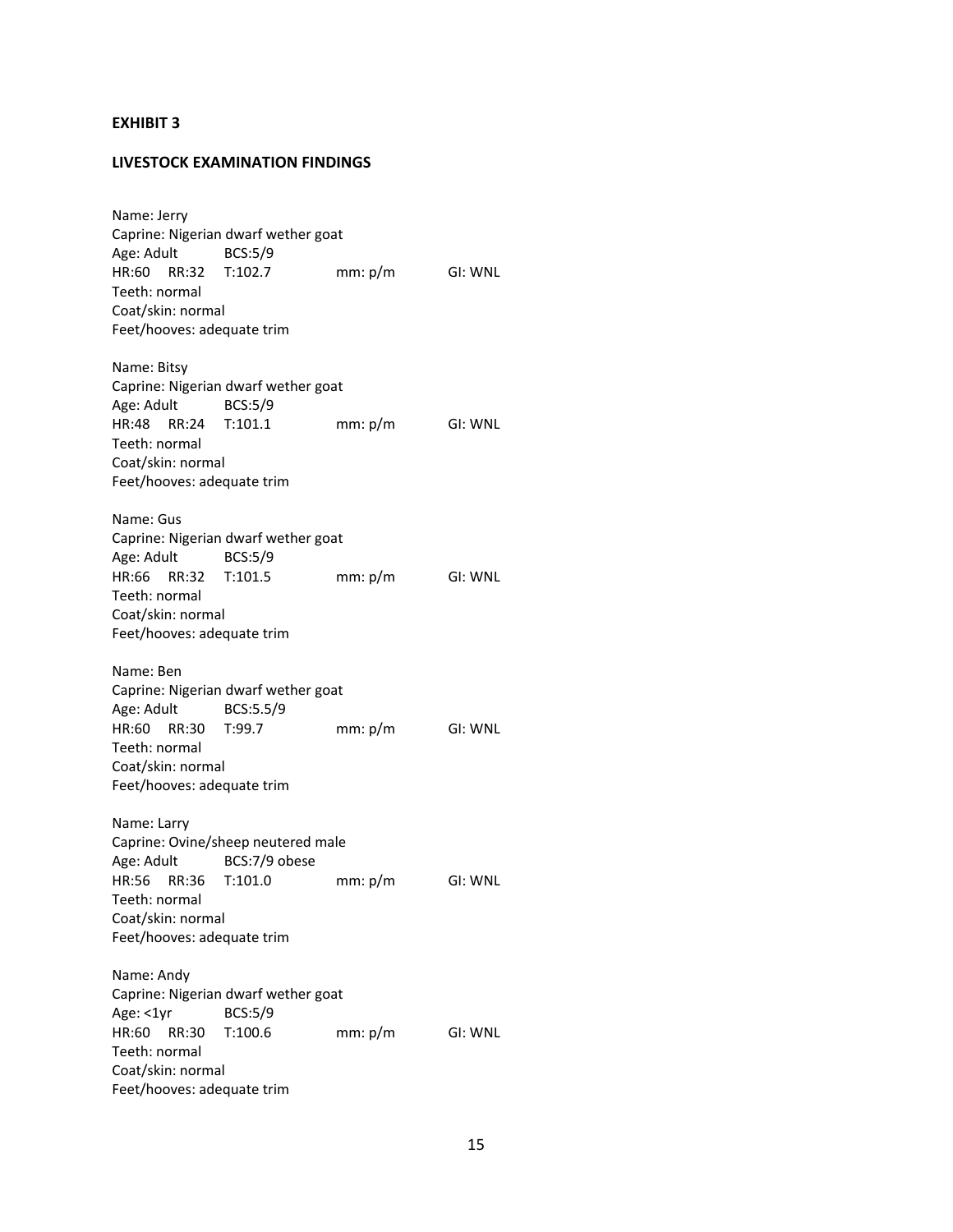**EXHIBIT 3**

**LIVESTOCK EXAMINATION FINDINGS**

Name: Jerry
Caprine: Nigerian dwarf wether goat
Age: Adult BCS:5/9
HR:60 RR:32 T:102.7 mm: p/m GI: WNL
Teeth: normal
Coat/skin: normal
Feet/hooves: adequate trim

Name: Bitsy
Caprine: Nigerian dwarf wether goat
Age: Adult BCS:5/9
HR:48 RR:24 T:101.1 mm: p/m GI: WNL
Teeth: normal
Coat/skin: normal
Feet/hooves: adequate trim

Name: Gus
Caprine: Nigerian dwarf wether goat
Age: Adult BCS:5/9
HR:66 RR:32 T:101.5 mm: p/m GI: WNL
Teeth: normal
Coat/skin: normal
Feet/hooves: adequate trim

Name: Ben
Caprine: Nigerian dwarf wether goat
Age: Adult BCS:5.5/9
HR:60 RR:30 T:99.7 mm: p/m GI: WNL
Teeth: normal
Coat/skin: normal
Feet/hooves: adequate trim

Name: Larry
Caprine: Ovine/sheep neutered male
Age: Adult BCS:7/9 obese
HR:56 RR:36 T:101.0 mm: p/m GI: WNL
Teeth: normal
Coat/skin: normal
Feet/hooves: adequate trim

Name: Andy
Caprine: Nigerian dwarf wether goat
Age: <1yr BCS:5/9
HR:60 RR:30 T:100.6 mm: p/m GI: WNL
Teeth: normal
Coat/skin: normal
Feet/hooves: adequate trim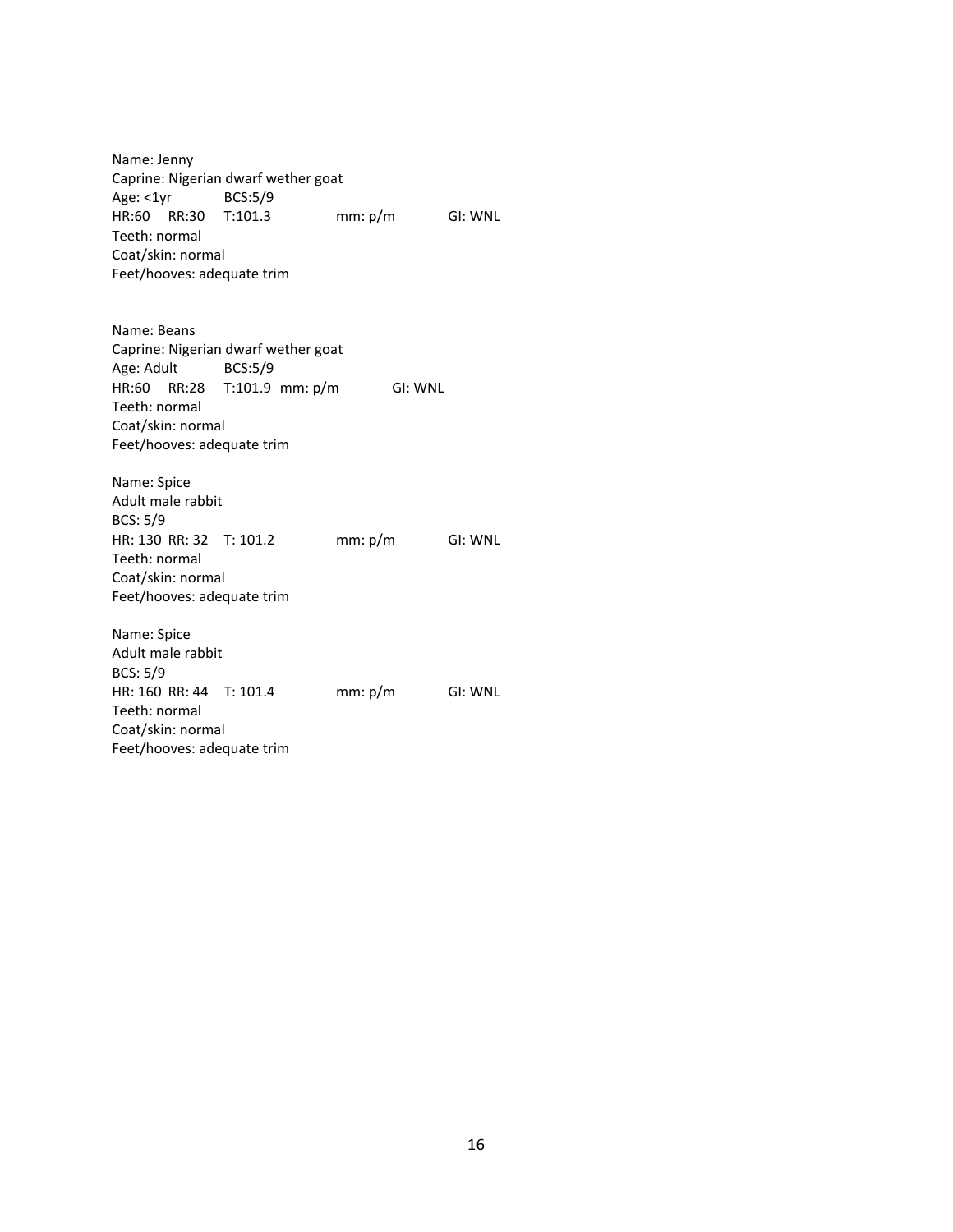Name: Jenny
Caprine: Nigerian dwarf wether goat
Age: <1yr BCS:5/9
HR:60 RR:30 T:101.3 mm: p/m GI: WNL
Teeth: normal
Coat/skin: normal
Feet/hooves: adequate trim

Name: Beans
Caprine: Nigerian dwarf wether goat
Age: Adult BCS:5/9
HR:60 RR:28 T:101.9 mm: p/m GI: WNL
Teeth: normal
Coat/skin: normal
Feet/hooves: adequate trim

Name: Spice
Adult male rabbit
BCS: 5/9
HR: 130 RR: 32 T: 101.2 mm: p/m GI: WNL
Teeth: normal
Coat/skin: normal
Feet/hooves: adequate trim

Name: Spice
Adult male rabbit
BCS: 5/9
HR: 160 RR: 44 T: 101.4 mm: p/m GI: WNL
Teeth: normal
Coat/skin: normal
Feet/hooves: adequate trim